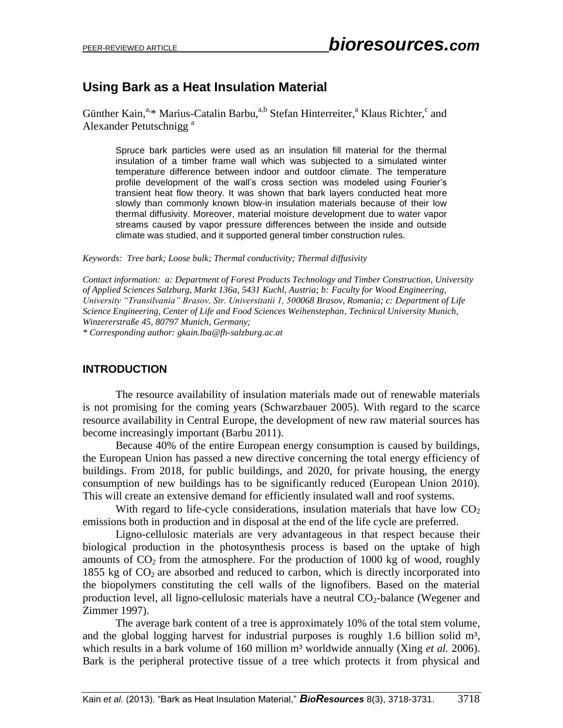# Using Bark as a Heat Insulation Material

Günther Kain,[a,]* Marius-Catalin Barbu,[a,b] Stefan Hinterreiter,[a] Klaus Richter,[c] and Alexander Petutschnigg [a]

> Spruce bark particles were used as an insulation fill material for the thermal insulation of a timber frame wall which was subjected to a simulated winter temperature difference between indoor and outdoor climate. The temperature profile development of the wall's cross section was modeled using Fourier's transient heat flow theory. It was shown that bark layers conducted heat more slowly than commonly known blow-in insulation materials because of their low thermal diffusivity. Moreover, material moisture development due to water vapor streams caused by vapor pressure differences between the inside and outside climate was studied, and it supported general timber construction rules.

*Keywords: Tree bark; Loose bulk; Thermal conductivity; Thermal diffusivity*

*Contact information: a: Department of Forest Products Technology and Timber Construction, University of Applied Sciences Salzburg, Markt 136a, 5431 Kuchl, Austria; b: Faculty for Wood Engineering, University "Transilvania" Brasov, Str. Universitatii 1, 500068 Brasov, Romania; c: Department of Life Science Engineering, Center of Life and Food Sciences Weihenstephan, Technical University Munich, Winzererstraße 45, 80797 Munich, Germany;*
*\* Corresponding author: gkain.lba@fh-salzburg.ac.at*

## INTRODUCTION

The resource availability of insulation materials made out of renewable materials is not promising for the coming years (Schwarzbauer 2005). With regard to the scarce resource availability in Central Europe, the development of new raw material sources has become increasingly important (Barbu 2011).

Because 40% of the entire European energy consumption is caused by buildings, the European Union has passed a new directive concerning the total energy efficiency of buildings. From 2018, for public buildings, and 2020, for private housing, the energy consumption of new buildings has to be significantly reduced (European Union 2010). This will create an extensive demand for efficiently insulated wall and roof systems.

With regard to life-cycle considerations, insulation materials that have low $CO_2$ emissions both in production and in disposal at the end of the life cycle are preferred.

Ligno-cellulosic materials are very advantageous in that respect because their biological production in the photosynthesis process is based on the uptake of high amounts of $CO_2$ from the atmosphere. For the production of 1000 kg of wood, roughly 1855 kg of $CO_2$ are absorbed and reduced to carbon, which is directly incorporated into the biopolymers constituting the cell walls of the lignofibers. Based on the material production level, all ligno-cellulosic materials have a neutral $CO_2$-balance (Wegener and Zimmer 1997).

The average bark content of a tree is approximately 10% of the total stem volume, and the global logging harvest for industrial purposes is roughly 1.6 billion solid m³, which results in a bark volume of 160 million m³ worldwide annually (Xing *et al.* 2006). Bark is the peripheral protective tissue of a tree which protects it from physical and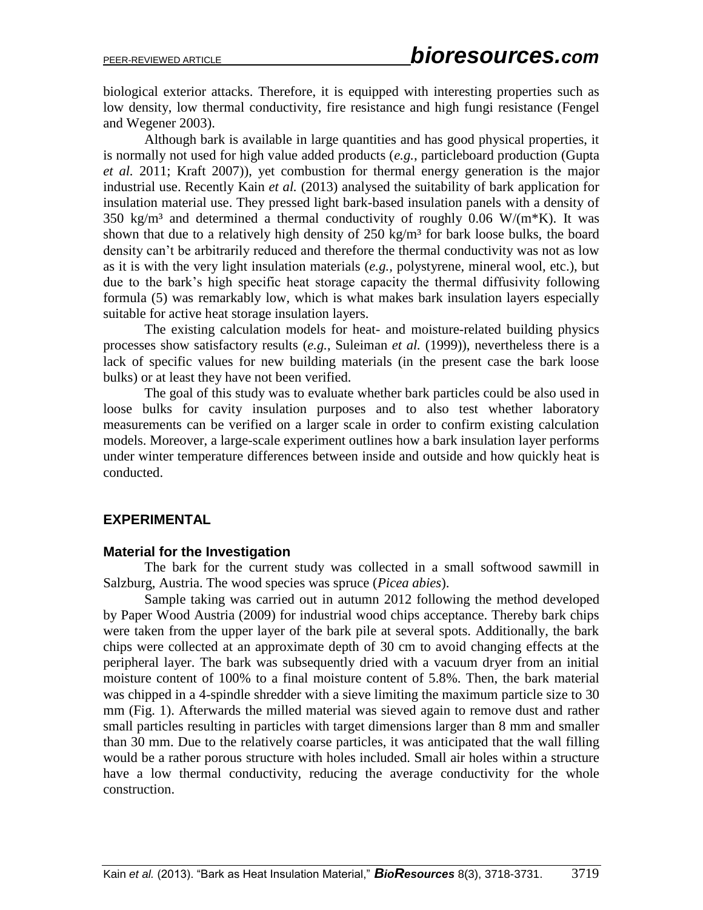biological exterior attacks. Therefore, it is equipped with interesting properties such as low density, low thermal conductivity, fire resistance and high fungi resistance (Fengel and Wegener 2003).

Although bark is available in large quantities and has good physical properties, it is normally not used for high value added products (*e.g.*, particleboard production (Gupta *et al.* 2011; Kraft 2007)), yet combustion for thermal energy generation is the major industrial use. Recently Kain *et al.* (2013) analysed the suitability of bark application for insulation material use. They pressed light bark-based insulation panels with a density of 350 kg/m³ and determined a thermal conductivity of roughly 0.06 W/(m*K). It was shown that due to a relatively high density of 250 kg/m³ for bark loose bulks, the board density can't be arbitrarily reduced and therefore the thermal conductivity was not as low as it is with the very light insulation materials (*e.g.*, polystyrene, mineral wool, etc.), but due to the bark's high specific heat storage capacity the thermal diffusivity following formula (5) was remarkably low, which is what makes bark insulation layers especially suitable for active heat storage insulation layers.

The existing calculation models for heat- and moisture-related building physics processes show satisfactory results (*e.g.*, Suleiman *et al.* (1999)), nevertheless there is a lack of specific values for new building materials (in the present case the bark loose bulks) or at least they have not been verified.

The goal of this study was to evaluate whether bark particles could be also used in loose bulks for cavity insulation purposes and to also test whether laboratory measurements can be verified on a larger scale in order to confirm existing calculation models. Moreover, a large-scale experiment outlines how a bark insulation layer performs under winter temperature differences between inside and outside and how quickly heat is conducted.

## EXPERIMENTAL

### Material for the Investigation

The bark for the current study was collected in a small softwood sawmill in Salzburg, Austria. The wood species was spruce (*Picea abies*).

Sample taking was carried out in autumn 2012 following the method developed by Paper Wood Austria (2009) for industrial wood chips acceptance. Thereby bark chips were taken from the upper layer of the bark pile at several spots. Additionally, the bark chips were collected at an approximate depth of 30 cm to avoid changing effects at the peripheral layer. The bark was subsequently dried with a vacuum dryer from an initial moisture content of 100% to a final moisture content of 5.8%. Then, the bark material was chipped in a 4-spindle shredder with a sieve limiting the maximum particle size to 30 mm (Fig. 1). Afterwards the milled material was sieved again to remove dust and rather small particles resulting in particles with target dimensions larger than 8 mm and smaller than 30 mm. Due to the relatively coarse particles, it was anticipated that the wall filling would be a rather porous structure with holes included. Small air holes within a structure have a low thermal conductivity, reducing the average conductivity for the whole construction.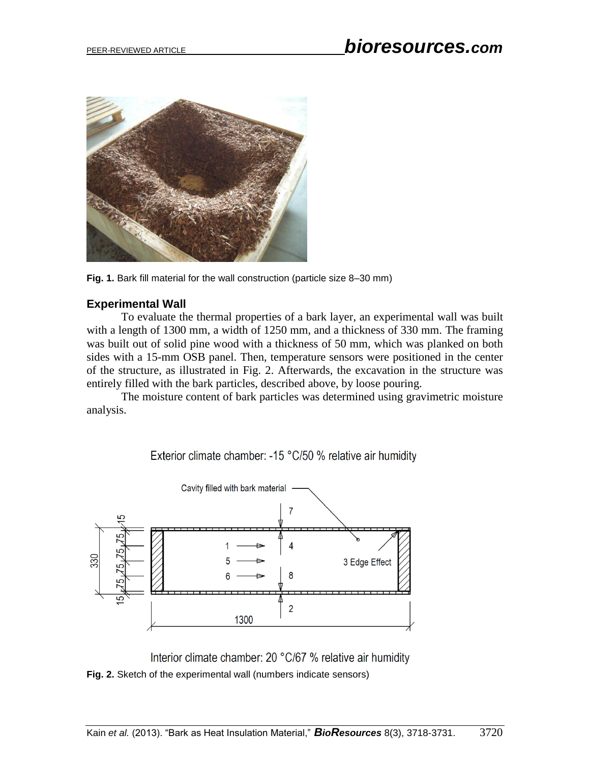Fig. 1. Bark fill material for the wall construction (particle size 8–30 mm)

### Experimental Wall

To evaluate the thermal properties of a bark layer, an experimental wall was built with a length of 1300 mm, a width of 1250 mm, and a thickness of 330 mm. The framing was built out of solid pine wood with a thickness of 50 mm, which was planked on both sides with a 15-mm OSB panel. Then, temperature sensors were positioned in the center of the structure, as illustrated in Fig. 2. Afterwards, the excavation in the structure was entirely filled with the bark particles, described above, by loose pouring.

The moisture content of bark particles was determined using gravimetric moisture analysis.

Fig. 2. Sketch of the experimental wall (numbers indicate sensors)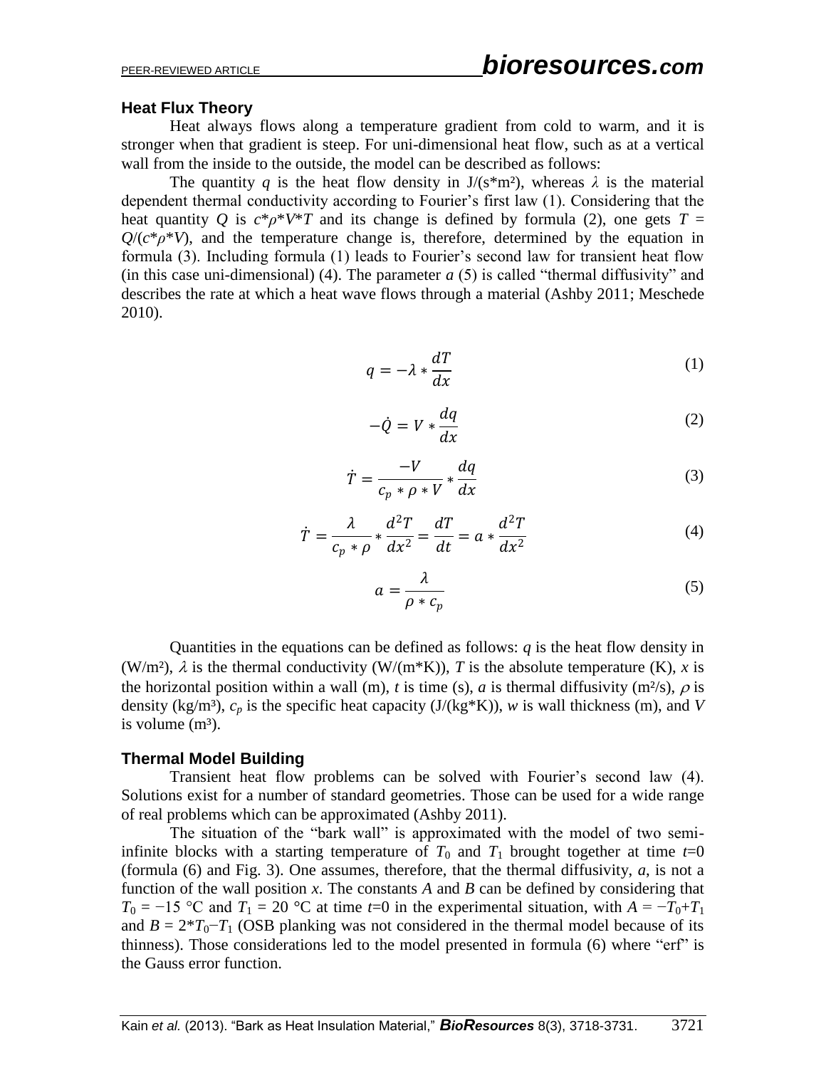### Heat Flux Theory

Heat always flows along a temperature gradient from cold to warm, and it is stronger when that gradient is steep. For uni-dimensional heat flow, such as at a vertical wall from the inside to the outside, the model can be described as follows:

The quantity $q$ is the heat flow density in J/(s*m²), whereas $\lambda$ is the material dependent thermal conductivity according to Fourier's first law (1). Considering that the heat quantity $Q$ is $c*\rho*V*T$ and its change is defined by formula (2), one gets $T = Q/(c*\rho*V)$, and the temperature change is, therefore, determined by the equation in formula (3). Including formula (1) leads to Fourier's second law for transient heat flow (in this case uni-dimensional) (4). The parameter $a$ (5) is called "thermal diffusivity" and describes the rate at which a heat wave flows through a material (Ashby 2011; Meschede 2010).

$$q = -\lambda * \frac{dT}{dx} \tag{1}$$

$$-\dot{Q} = V * \frac{dq}{dx} \tag{2}$$

$$\dot{T} = \frac{-V}{c_p * \rho * V} * \frac{dq}{dx} \tag{3}$$

$$\dot{T} = \frac{\lambda}{c_p * \rho} * \frac{d^2T}{dx^2} = \frac{dT}{dt} = a * \frac{d^2T}{dx^2} \tag{4}$$

$$a = \frac{\lambda}{\rho * c_p} \tag{5}$$

Quantities in the equations can be defined as follows: $q$ is the heat flow density in (W/m²), $\lambda$ is the thermal conductivity (W/(m*K)), $T$ is the absolute temperature (K), $x$ is the horizontal position within a wall (m), $t$ is time (s), $a$ is thermal diffusivity (m²/s), $\rho$ is density (kg/m³), $c_p$ is the specific heat capacity (J/(kg*K)), $w$ is wall thickness (m), and $V$ is volume (m³).

### Thermal Model Building

Transient heat flow problems can be solved with Fourier's second law (4). Solutions exist for a number of standard geometries. Those can be used for a wide range of real problems which can be approximated (Ashby 2011).

The situation of the "bark wall" is approximated with the model of two semi-infinite blocks with a starting temperature of $T_0$ and $T_1$ brought together at time $t$=0 (formula (6) and Fig. 3). One assumes, therefore, that the thermal diffusivity, $a$, is not a function of the wall position $x$. The constants $A$ and $B$ can be defined by considering that $T_0$ = −15 °C and $T_1$ = 20 °C at time $t$=0 in the experimental situation, with $A = -T_0+T_1$ and $B = 2*T_0-T_1$ (OSB planking was not considered in the thermal model because of its thinness). Those considerations led to the model presented in formula (6) where "erf" is the Gauss error function.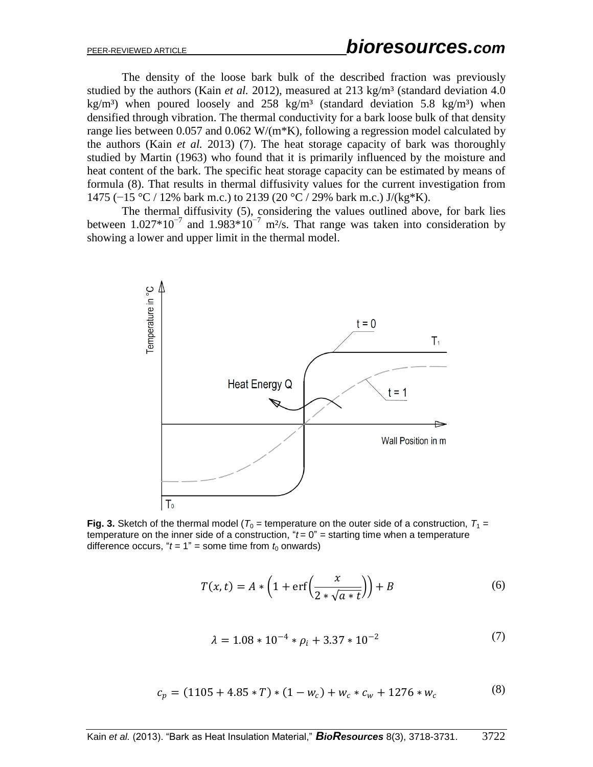The density of the loose bark bulk of the described fraction was previously studied by the authors (Kain *et al.* 2012), measured at 213 kg/m³ (standard deviation 4.0 kg/m³) when poured loosely and 258 kg/m³ (standard deviation 5.8 kg/m³) when densified through vibration. The thermal conductivity for a bark loose bulk of that density range lies between 0.057 and 0.062 W/(m*K), following a regression model calculated by the authors (Kain *et al.* 2013) (7). The heat storage capacity of bark was thoroughly studied by Martin (1963) who found that it is primarily influenced by the moisture and heat content of the bark. The specific heat storage capacity can be estimated by means of formula (8). That results in thermal diffusivity values for the current investigation from 1475 (−15 °C / 12% bark m.c.) to 2139 (20 °C / 29% bark m.c.) J/(kg*K).

The thermal diffusivity (5), considering the values outlined above, for bark lies between $1.027*10^{-7}$ and $1.983*10^{-7}$ m²/s. That range was taken into consideration by showing a lower and upper limit in the thermal model.

**Fig. 3.** Sketch of the thermal model ($T_0$ = temperature on the outer side of a construction, $T_1$ = temperature on the inner side of a construction, "$t = 0$" = starting time when a temperature difference occurs, "$t = 1$" = some time from $t_0$ onwards)

$$T(x,t) = A * \left(1 + \operatorname{erf}\left(\frac{x}{2 * \sqrt{a * t}}\right)\right) + B \tag{6}$$

$$\lambda = 1.08 * 10^{-4} * \rho_l + 3.37 * 10^{-2} \tag{7}$$

$$c_p = (1105 + 4.85 * T) * (1 - w_c) + w_c * c_w + 1276 * w_c \tag{8}$$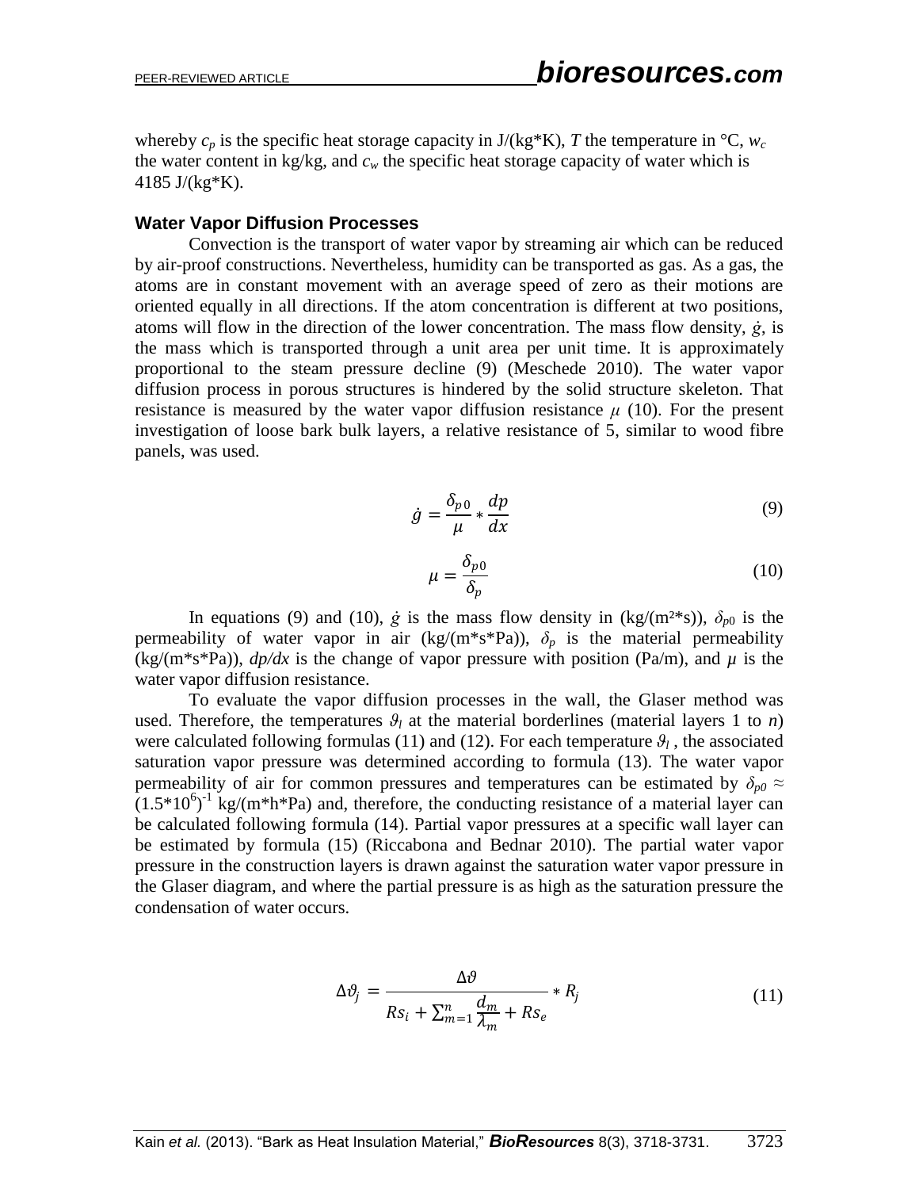whereby $c_p$ is the specific heat storage capacity in J/(kg*K), $T$ the temperature in °C, $w_c$ the water content in kg/kg, and $c_w$ the specific heat storage capacity of water which is 4185 J/(kg*K).

### Water Vapor Diffusion Processes

Convection is the transport of water vapor by streaming air which can be reduced by air-proof constructions. Nevertheless, humidity can be transported as gas. As a gas, the atoms are in constant movement with an average speed of zero as their motions are oriented equally in all directions. If the atom concentration is different at two positions, atoms will flow in the direction of the lower concentration. The mass flow density, $\dot{g}$, is the mass which is transported through a unit area per unit time. It is approximately proportional to the steam pressure decline (9) (Meschede 2010). The water vapor diffusion process in porous structures is hindered by the solid structure skeleton. That resistance is measured by the water vapor diffusion resistance $\mu$ (10). For the present investigation of loose bark bulk layers, a relative resistance of 5, similar to wood fibre panels, was used.

$$\dot{g} = \frac{\delta_{p0}}{\mu} * \frac{dp}{dx} \tag{9}$$

$$\mu = \frac{\delta_{p0}}{\delta_p} \tag{10}$$

In equations (9) and (10), $\dot{g}$ is the mass flow density in (kg/(m²*s)), $\delta_{p0}$ is the permeability of water vapor in air (kg/(m*s*Pa)), $\delta_p$ is the material permeability (kg/(m*s*Pa)), $dp/dx$ is the change of vapor pressure with position (Pa/m), and $\mu$ is the water vapor diffusion resistance.

To evaluate the vapor diffusion processes in the wall, the Glaser method was used. Therefore, the temperatures $\vartheta_l$ at the material borderlines (material layers 1 to $n$) were calculated following formulas (11) and (12). For each temperature $\vartheta_l$, the associated saturation vapor pressure was determined according to formula (13). The water vapor permeability of air for common pressures and temperatures can be estimated by $\delta_{p0} \approx (1.5*10^6)^{-1}$ kg/(m*h*Pa) and, therefore, the conducting resistance of a material layer can be calculated following formula (14). Partial vapor pressures at a specific wall layer can be estimated by formula (15) (Riccabona and Bednar 2010). The partial water vapor pressure in the construction layers is drawn against the saturation water vapor pressure in the Glaser diagram, and where the partial pressure is as high as the saturation pressure the condensation of water occurs.

$$\Delta\vartheta_j = \frac{\Delta\vartheta}{Rs_i + \sum_{m=1}^{n} \frac{d_m}{\lambda_m} + Rs_e} * R_j \tag{11}$$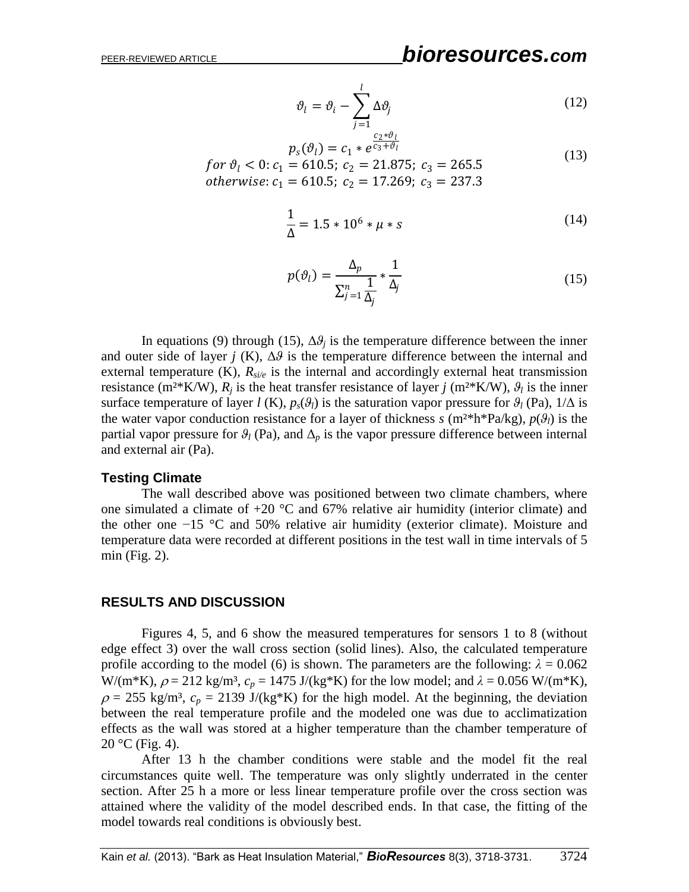$$\vartheta_l = \vartheta_i - \sum_{j=1}^{l} \Delta\vartheta_j \tag{12}$$

$$p_s(\vartheta_l) = c_1 * e^{\frac{c_2 * \vartheta_l}{c_3 + \vartheta_l}}$$
$$for\ \vartheta_l < 0{:}\ c_1 = 610.5;\ c_2 = 21.875;\ c_3 = 265.5 \tag{13}$$
$$otherwise{:}\ c_1 = 610.5;\ c_2 = 17.269;\ c_3 = 237.3$$

$$\frac{1}{\Delta} = 1.5 * 10^6 * \mu * s \tag{14}$$

$$p(\vartheta_l) = \frac{\Delta_p}{\sum_{j=1}^{n} \frac{1}{\Delta_j}} * \frac{1}{\Delta_j} \tag{15}$$

In equations (9) through (15), $\Delta\vartheta_j$ is the temperature difference between the inner and outer side of layer $j$ (K), $\Delta\vartheta$ is the temperature difference between the internal and external temperature (K), $R_{si/e}$ is the internal and accordingly external heat transmission resistance (m²*K/W), $R_j$ is the heat transfer resistance of layer $j$ (m²*K/W), $\vartheta_l$ is the inner surface temperature of layer $l$ (K), $p_s(\vartheta_l)$ is the saturation vapor pressure for $\vartheta_l$ (Pa), $1/\Delta$ is the water vapor conduction resistance for a layer of thickness $s$ (m²*h*Pa/kg), $p(\vartheta_l)$ is the partial vapor pressure for $\vartheta_l$ (Pa), and $\Delta_p$ is the vapor pressure difference between internal and external air (Pa).

### Testing Climate

The wall described above was positioned between two climate chambers, where one simulated a climate of +20 °C and 67% relative air humidity (interior climate) and the other one −15 °C and 50% relative air humidity (exterior climate). Moisture and temperature data were recorded at different positions in the test wall in time intervals of 5 min (Fig. 2).

## RESULTS AND DISCUSSION

Figures 4, 5, and 6 show the measured temperatures for sensors 1 to 8 (without edge effect 3) over the wall cross section (solid lines). Also, the calculated temperature profile according to the model (6) is shown. The parameters are the following: $\lambda = 0.062$ W/(m*K), $\rho = 212$ kg/m³, $c_p = 1475$ J/(kg*K) for the low model; and $\lambda = 0.056$ W/(m*K), $\rho = 255$ kg/m³, $c_p = 2139$ J/(kg*K) for the high model. At the beginning, the deviation between the real temperature profile and the modeled one was due to acclimatization effects as the wall was stored at a higher temperature than the chamber temperature of 20 °C (Fig. 4).

After 13 h the chamber conditions were stable and the model fit the real circumstances quite well. The temperature was only slightly underrated in the center section. After 25 h a more or less linear temperature profile over the cross section was attained where the validity of the model described ends. In that case, the fitting of the model towards real conditions is obviously best.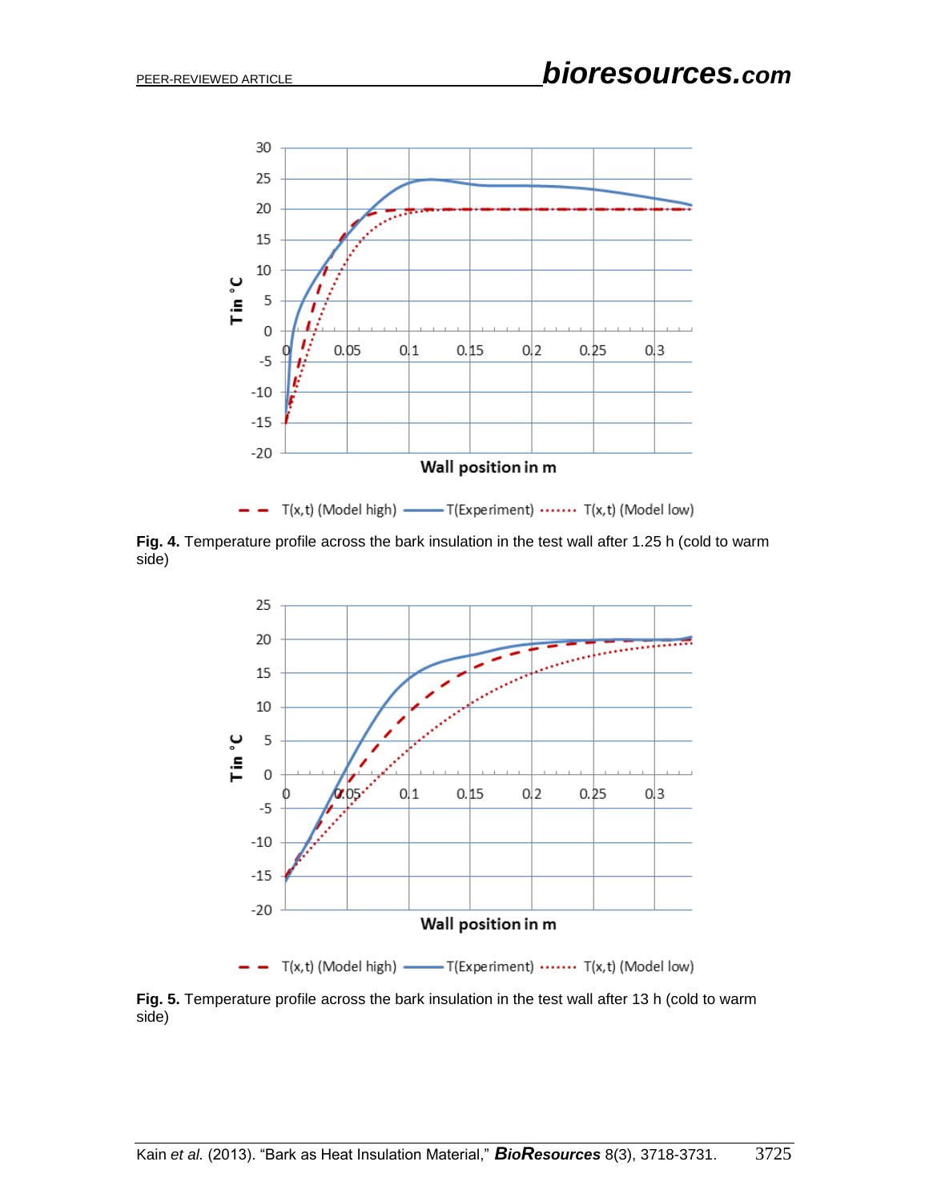**Fig. 4.** Temperature profile across the bark insulation in the test wall after 1.25 h (cold to warm side)

**Fig. 5.** Temperature profile across the bark insulation in the test wall after 13 h (cold to warm side)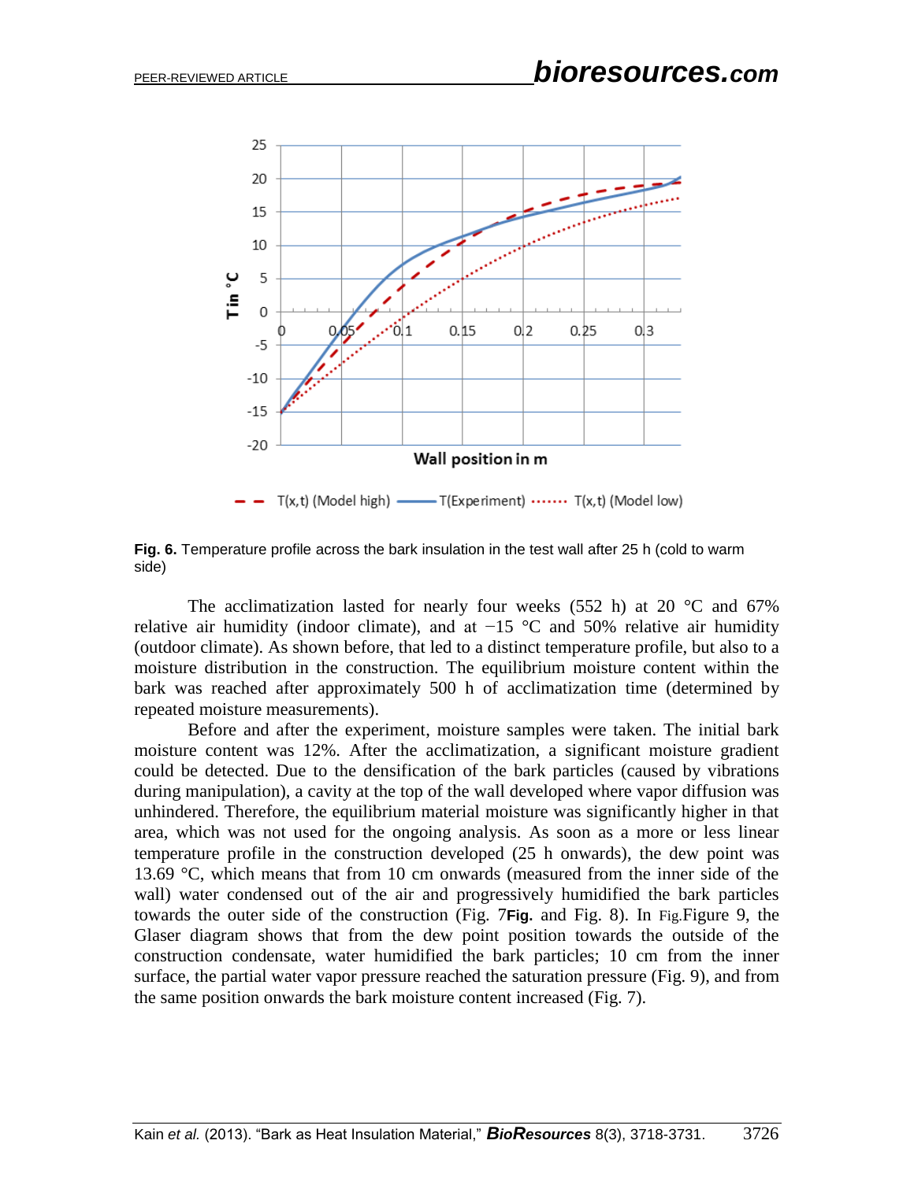**Fig. 6.** Temperature profile across the bark insulation in the test wall after 25 h (cold to warm side)

The acclimatization lasted for nearly four weeks (552 h) at 20 °C and 67% relative air humidity (indoor climate), and at −15 °C and 50% relative air humidity (outdoor climate). As shown before, that led to a distinct temperature profile, but also to a moisture distribution in the construction. The equilibrium moisture content within the bark was reached after approximately 500 h of acclimatization time (determined by repeated moisture measurements).

Before and after the experiment, moisture samples were taken. The initial bark moisture content was 12%. After the acclimatization, a significant moisture gradient could be detected. Due to the densification of the bark particles (caused by vibrations during manipulation), a cavity at the top of the wall developed where vapor diffusion was unhindered. Therefore, the equilibrium material moisture was significantly higher in that area, which was not used for the ongoing analysis. As soon as a more or less linear temperature profile in the construction developed (25 h onwards), the dew point was 13.69 °C, which means that from 10 cm onwards (measured from the inner side of the wall) water condensed out of the air and progressively humidified the bark particles towards the outer side of the construction (Fig. 7**Fig.** and Fig. 8). In Fig.Figure 9, the Glaser diagram shows that from the dew point position towards the outside of the construction condensate, water humidified the bark particles; 10 cm from the inner surface, the partial water vapor pressure reached the saturation pressure (Fig. 9), and from the same position onwards the bark moisture content increased (Fig. 7).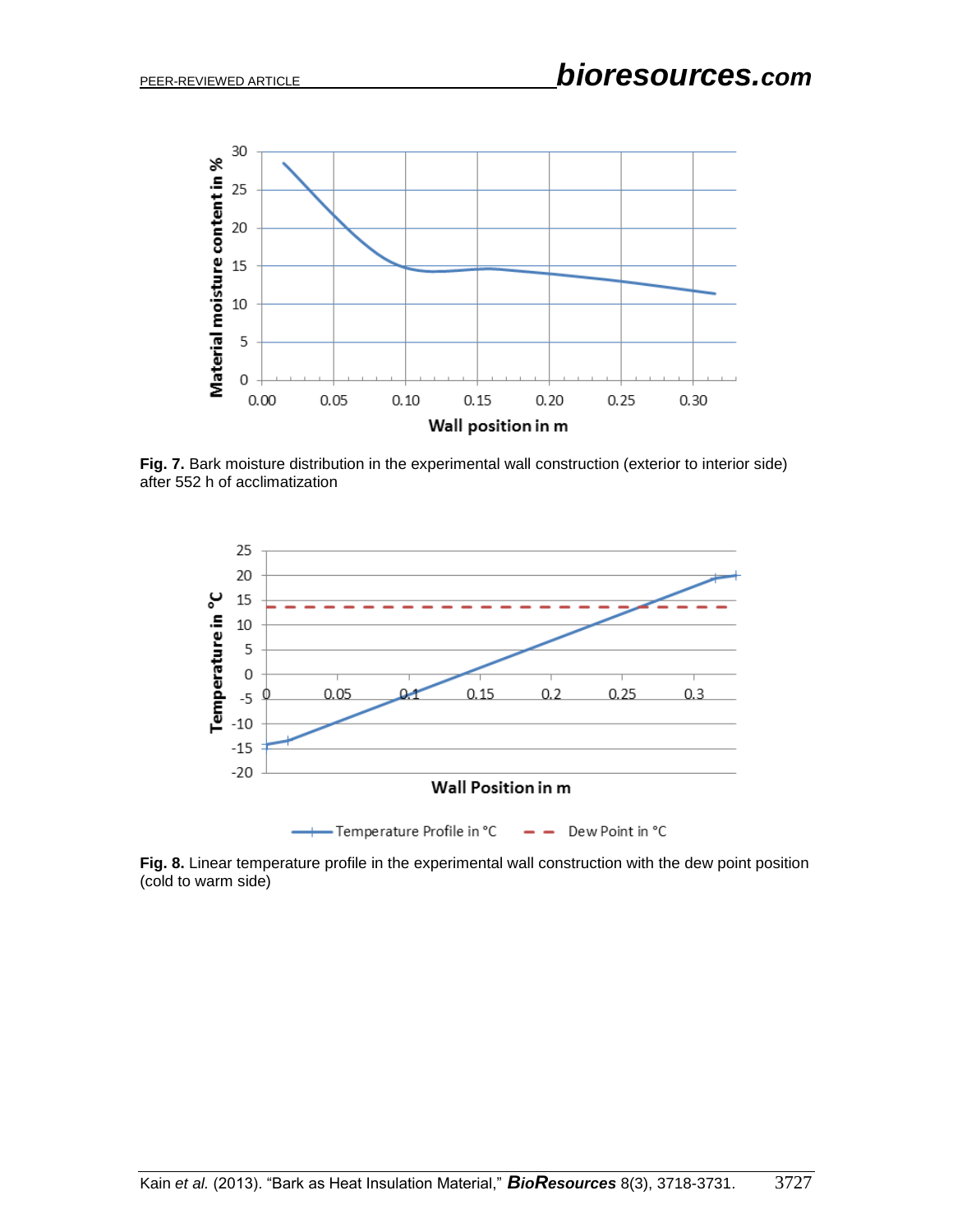**Fig. 7.** Bark moisture distribution in the experimental wall construction (exterior to interior side) after 552 h of acclimatization

**Fig. 8.** Linear temperature profile in the experimental wall construction with the dew point position (cold to warm side)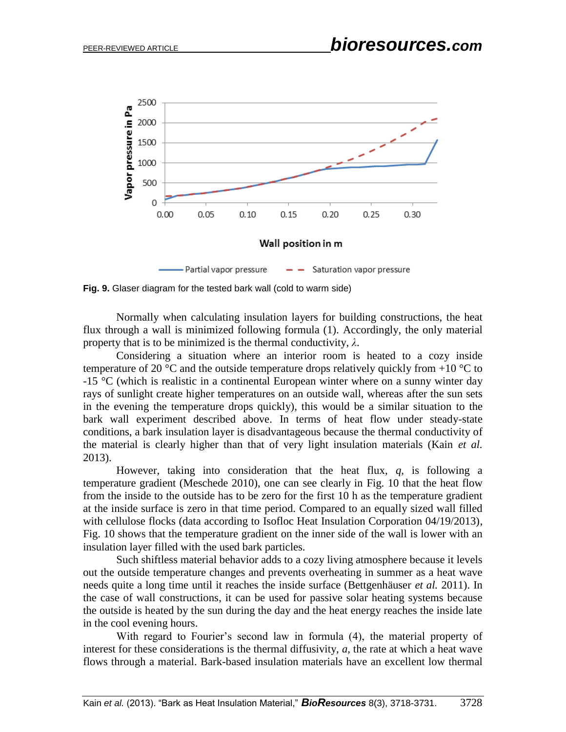**Fig. 9.** Glaser diagram for the tested bark wall (cold to warm side)

Normally when calculating insulation layers for building constructions, the heat flux through a wall is minimized following formula (1). Accordingly, the only material property that is to be minimized is the thermal conductivity, $\lambda$.

Considering a situation where an interior room is heated to a cozy inside temperature of 20 °C and the outside temperature drops relatively quickly from +10 °C to -15 °C (which is realistic in a continental European winter where on a sunny winter day rays of sunlight create higher temperatures on an outside wall, whereas after the sun sets in the evening the temperature drops quickly), this would be a similar situation to the bark wall experiment described above. In terms of heat flow under steady-state conditions, a bark insulation layer is disadvantageous because the thermal conductivity of the material is clearly higher than that of very light insulation materials (Kain *et al.* 2013).

However, taking into consideration that the heat flux, $q$, is following a temperature gradient (Meschede 2010), one can see clearly in Fig. 10 that the heat flow from the inside to the outside has to be zero for the first 10 h as the temperature gradient at the inside surface is zero in that time period. Compared to an equally sized wall filled with cellulose flocks (data according to Isofloc Heat Insulation Corporation 04/19/2013), Fig. 10 shows that the temperature gradient on the inner side of the wall is lower with an insulation layer filled with the used bark particles.

Such shiftless material behavior adds to a cozy living atmosphere because it levels out the outside temperature changes and prevents overheating in summer as a heat wave needs quite a long time until it reaches the inside surface (Bettgenhäuser *et al.* 2011). In the case of wall constructions, it can be used for passive solar heating systems because the outside is heated by the sun during the day and the heat energy reaches the inside late in the cool evening hours.

With regard to Fourier's second law in formula (4), the material property of interest for these considerations is the thermal diffusivity, $a$, the rate at which a heat wave flows through a material. Bark-based insulation materials have an excellent low thermal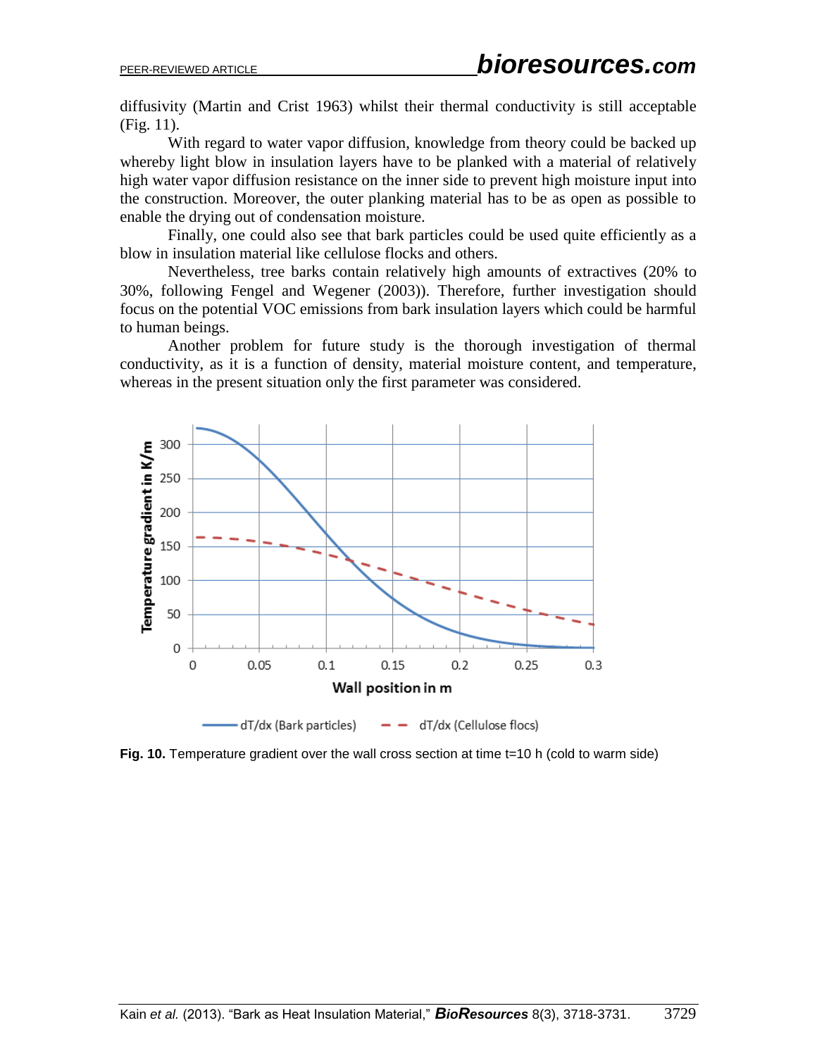diffusivity (Martin and Crist 1963) whilst their thermal conductivity is still acceptable (Fig. 11).

With regard to water vapor diffusion, knowledge from theory could be backed up whereby light blow in insulation layers have to be planked with a material of relatively high water vapor diffusion resistance on the inner side to prevent high moisture input into the construction. Moreover, the outer planking material has to be as open as possible to enable the drying out of condensation moisture.

Finally, one could also see that bark particles could be used quite efficiently as a blow in insulation material like cellulose flocks and others.

Nevertheless, tree barks contain relatively high amounts of extractives (20% to 30%, following Fengel and Wegener (2003)). Therefore, further investigation should focus on the potential VOC emissions from bark insulation layers which could be harmful to human beings.

Another problem for future study is the thorough investigation of thermal conductivity, as it is a function of density, material moisture content, and temperature, whereas in the present situation only the first parameter was considered.

**Fig. 10.** Temperature gradient over the wall cross section at time t=10 h (cold to warm side)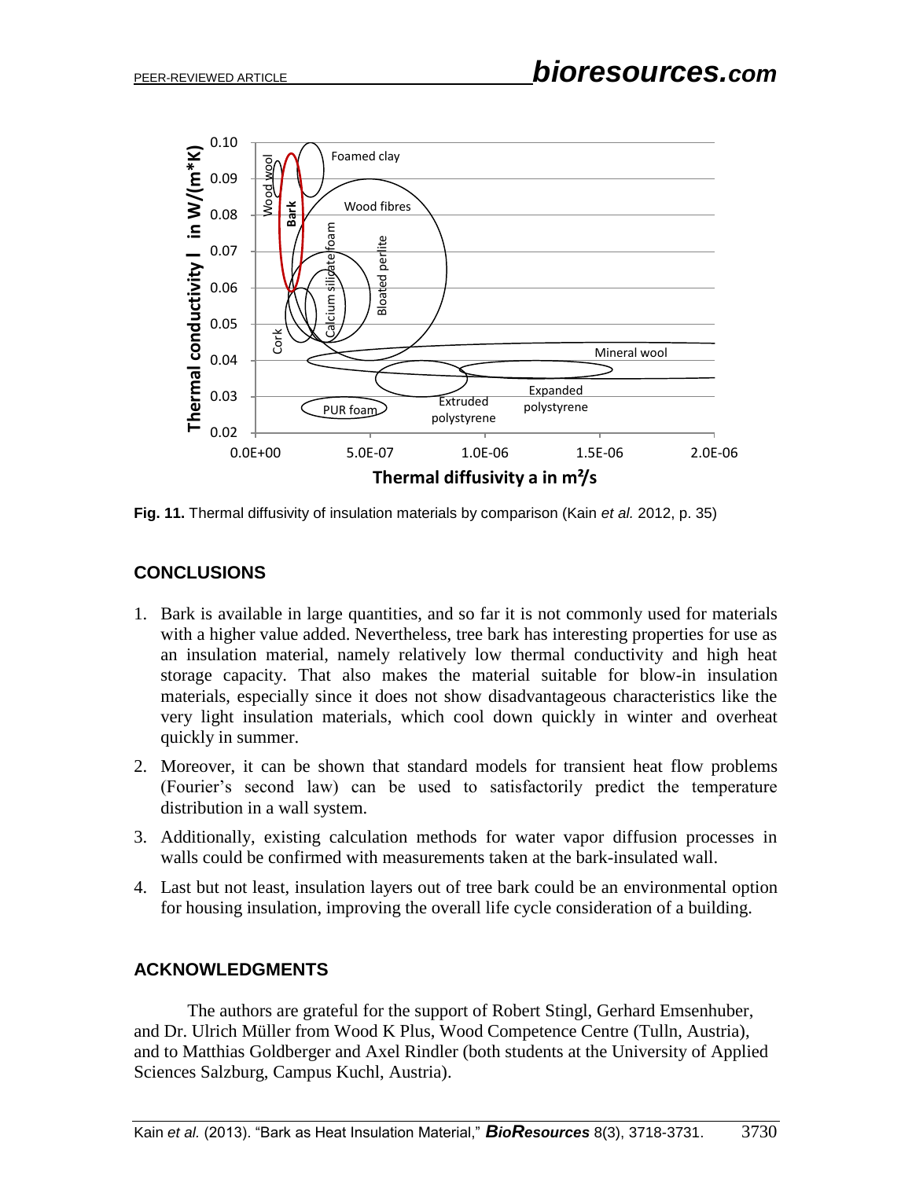**Fig. 11.** Thermal diffusivity of insulation materials by comparison (Kain *et al.* 2012, p. 35)

## CONCLUSIONS

1. Bark is available in large quantities, and so far it is not commonly used for materials with a higher value added. Nevertheless, tree bark has interesting properties for use as an insulation material, namely relatively low thermal conductivity and high heat storage capacity. That also makes the material suitable for blow-in insulation materials, especially since it does not show disadvantageous characteristics like the very light insulation materials, which cool down quickly in winter and overheat quickly in summer.
2. Moreover, it can be shown that standard models for transient heat flow problems (Fourier's second law) can be used to satisfactorily predict the temperature distribution in a wall system.
3. Additionally, existing calculation methods for water vapor diffusion processes in walls could be confirmed with measurements taken at the bark-insulated wall.
4. Last but not least, insulation layers out of tree bark could be an environmental option for housing insulation, improving the overall life cycle consideration of a building.

## ACKNOWLEDGMENTS

The authors are grateful for the support of Robert Stingl, Gerhard Emsenhuber, and Dr. Ulrich Müller from Wood K Plus, Wood Competence Centre (Tulln, Austria), and to Matthias Goldberger and Axel Rindler (both students at the University of Applied Sciences Salzburg, Campus Kuchl, Austria).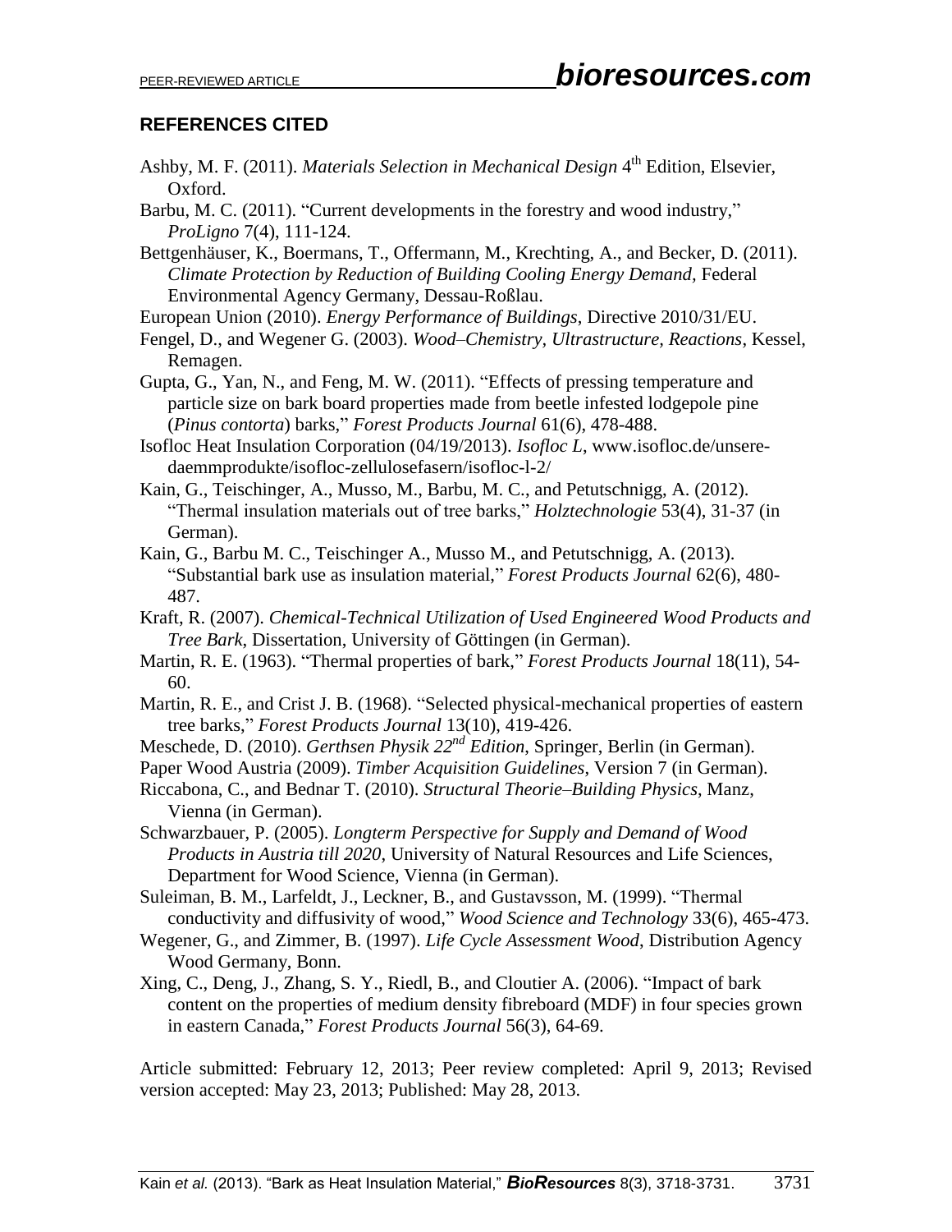## REFERENCES CITED

Ashby, M. F. (2011). *Materials Selection in Mechanical Design* 4th Edition, Elsevier, Oxford.

Barbu, M. C. (2011). "Current developments in the forestry and wood industry," *ProLigno* 7(4), 111-124.

Bettgenhäuser, K., Boermans, T., Offermann, M., Krechting, A., and Becker, D. (2011). *Climate Protection by Reduction of Building Cooling Energy Demand,* Federal Environmental Agency Germany, Dessau-Roßlau.

European Union (2010). *Energy Performance of Buildings*, Directive 2010/31/EU.

Fengel, D., and Wegener G. (2003). *Wood–Chemistry, Ultrastructure, Reactions*, Kessel, Remagen.

Gupta, G., Yan, N., and Feng, M. W. (2011). "Effects of pressing temperature and particle size on bark board properties made from beetle infested lodgepole pine (*Pinus contorta*) barks," *Forest Products Journal* 61(6), 478-488.

Isofloc Heat Insulation Corporation (04/19/2013). *Isofloc L*, www.isofloc.de/unsere-daemmprodukte/isofloc-zellulosefasern/isofloc-l-2/

Kain, G., Teischinger, A., Musso, M., Barbu, M. C., and Petutschnigg, A. (2012). "Thermal insulation materials out of tree barks," *Holztechnologie* 53(4), 31-37 (in German).

Kain, G., Barbu M. C., Teischinger A., Musso M., and Petutschnigg, A. (2013). "Substantial bark use as insulation material," *Forest Products Journal* 62(6), 480-487.

Kraft, R. (2007). *Chemical-Technical Utilization of Used Engineered Wood Products and Tree Bark*, Dissertation, University of Göttingen (in German).

Martin, R. E. (1963). "Thermal properties of bark," *Forest Products Journal* 18(11), 54-60.

Martin, R. E., and Crist J. B. (1968). "Selected physical-mechanical properties of eastern tree barks," *Forest Products Journal* 13(10), 419-426.

Meschede, D. (2010). *Gerthsen Physik 22nd Edition*, Springer, Berlin (in German).

Paper Wood Austria (2009). *Timber Acquisition Guidelines*, Version 7 (in German).

Riccabona, C., and Bednar T. (2010). *Structural Theorie–Building Physics*, Manz, Vienna (in German).

Schwarzbauer, P. (2005). *Longterm Perspective for Supply and Demand of Wood Products in Austria till 2020*, University of Natural Resources and Life Sciences, Department for Wood Science, Vienna (in German).

Suleiman, B. M., Larfeldt, J., Leckner, B., and Gustavsson, M. (1999). "Thermal conductivity and diffusivity of wood," *Wood Science and Technology* 33(6), 465-473.

Wegener, G., and Zimmer, B. (1997). *Life Cycle Assessment Wood*, Distribution Agency Wood Germany, Bonn.

Xing, C., Deng, J., Zhang, S. Y., Riedl, B., and Cloutier A. (2006). "Impact of bark content on the properties of medium density fibreboard (MDF) in four species grown in eastern Canada," *Forest Products Journal* 56(3), 64-69.

Article submitted: February 12, 2013; Peer review completed: April 9, 2013; Revised version accepted: May 23, 2013; Published: May 28, 2013.